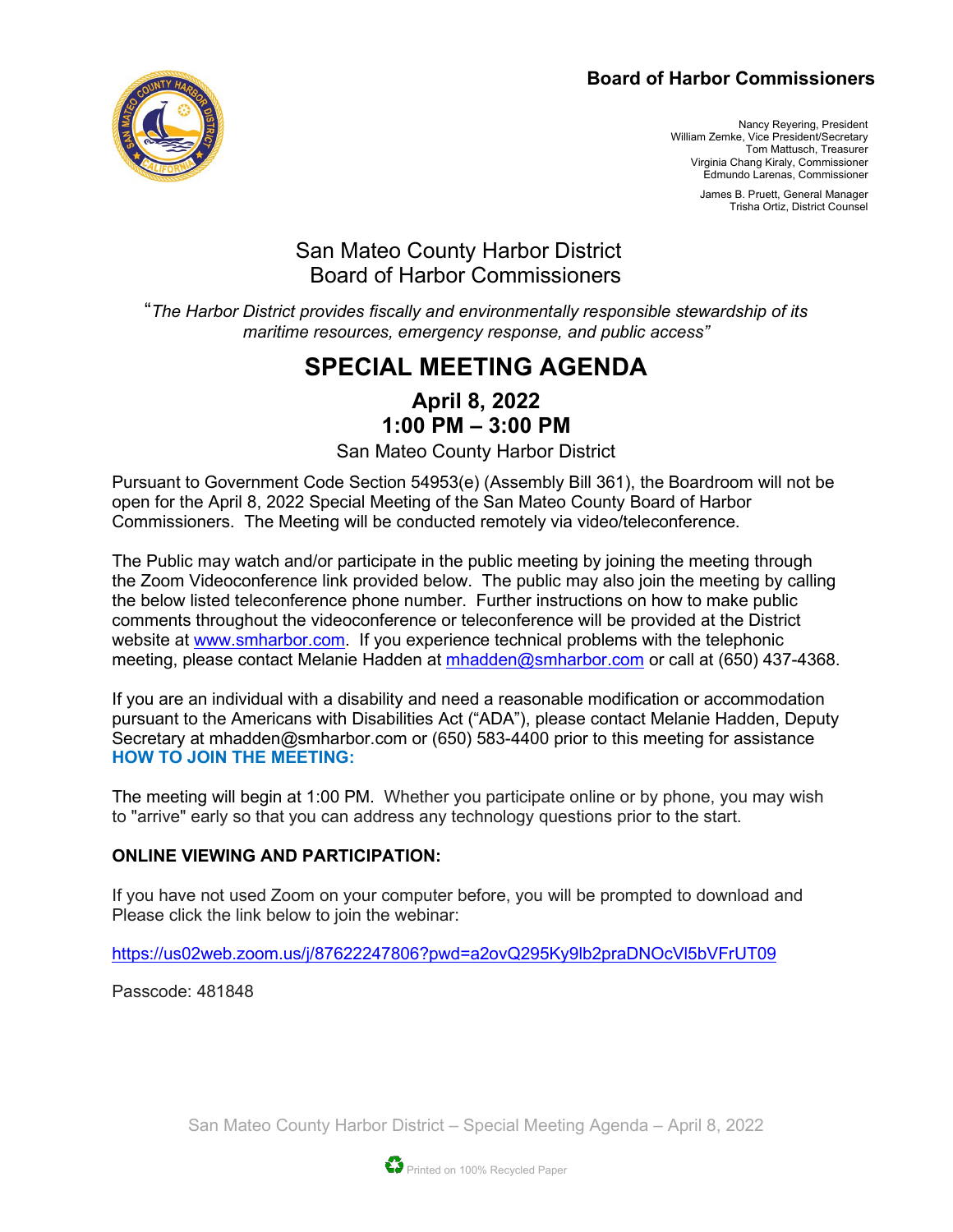**Board of Harbor Commissioners**

Nancy Reyering, President
William Zemke, Vice President/Secretary
Tom Mattusch, Treasurer
Virginia Chang Kiraly, Commissioner
Edmundo Larenas, Commissioner

James B. Pruett, General Manager
Trisha Ortiz, District Counsel

# San Mateo County Harbor District
# Board of Harbor Commissioners

*"The Harbor District provides fiscally and environmentally responsible stewardship of its maritime resources, emergency response, and public access"*

# SPECIAL MEETING AGENDA

## April 8, 2022
## 1:00 PM – 3:00 PM

San Mateo County Harbor District

Pursuant to Government Code Section 54953(e) (Assembly Bill 361), the Boardroom will not be open for the April 8, 2022 Special Meeting of the San Mateo County Board of Harbor Commissioners. The Meeting will be conducted remotely via video/teleconference.

The Public may watch and/or participate in the public meeting by joining the meeting through the Zoom Videoconference link provided below. The public may also join the meeting by calling the below listed teleconference phone number. Further instructions on how to make public comments throughout the videoconference or teleconference will be provided at the District website at www.smharbor.com. If you experience technical problems with the telephonic meeting, please contact Melanie Hadden at mhadden@smharbor.com or call at (650) 437-4368.

If you are an individual with a disability and need a reasonable modification or accommodation pursuant to the Americans with Disabilities Act ("ADA"), please contact Melanie Hadden, Deputy Secretary at mhadden@smharbor.com or (650) 583-4400 prior to this meeting for assistance

**HOW TO JOIN THE MEETING:**

The meeting will begin at 1:00 PM. Whether you participate online or by phone, you may wish to "arrive" early so that you can address any technology questions prior to the start.

**ONLINE VIEWING AND PARTICIPATION:**

If you have not used Zoom on your computer before, you will be prompted to download and Please click the link below to join the webinar:

https://us02web.zoom.us/j/87622247806?pwd=a2ovQ295Ky9lb2praDNOcVl5bVFrUT09

Passcode: 481848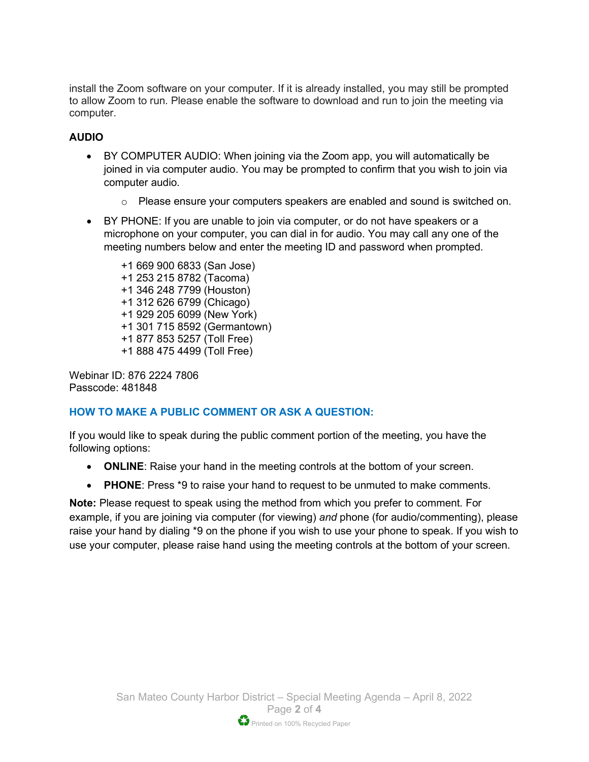install the Zoom software on your computer. If it is already installed, you may still be prompted to allow Zoom to run. Please enable the software to download and run to join the meeting via computer.

**AUDIO**

- BY COMPUTER AUDIO: When joining via the Zoom app, you will automatically be joined in via computer audio. You may be prompted to confirm that you wish to join via computer audio.
    - Please ensure your computers speakers are enabled and sound is switched on.
- BY PHONE: If you are unable to join via computer, or do not have speakers or a microphone on your computer, you can dial in for audio. You may call any one of the meeting numbers below and enter the meeting ID and password when prompted.

  +1 669 900 6833 (San Jose)
  +1 253 215 8782 (Tacoma)
  +1 346 248 7799 (Houston)
  +1 312 626 6799 (Chicago)
  +1 929 205 6099 (New York)
  +1 301 715 8592 (Germantown)
  +1 877 853 5257 (Toll Free)
  +1 888 475 4499 (Toll Free)

Webinar ID: 876 2224 7806
Passcode: 481848

## HOW TO MAKE A PUBLIC COMMENT OR ASK A QUESTION:

If you would like to speak during the public comment portion of the meeting, you have the following options:

- **ONLINE**: Raise your hand in the meeting controls at the bottom of your screen.
- **PHONE**: Press *9 to raise your hand to request to be unmuted to make comments.

**Note:** Please request to speak using the method from which you prefer to comment. For example, if you are joining via computer (for viewing) *and* phone (for audio/commenting), please raise your hand by dialing *9 on the phone if you wish to use your phone to speak. If you wish to use your computer, please raise hand using the meeting controls at the bottom of your screen.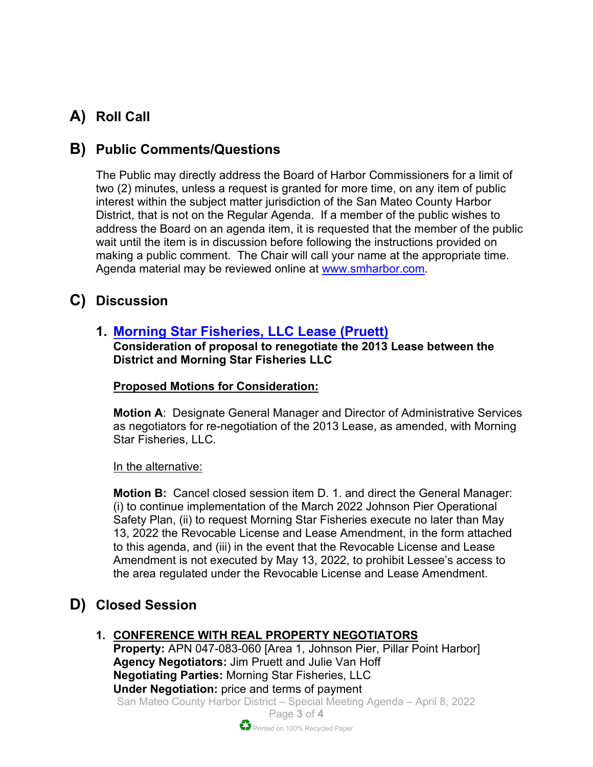## A) Roll Call

## B) Public Comments/Questions

The Public may directly address the Board of Harbor Commissioners for a limit of two (2) minutes, unless a request is granted for more time, on any item of public interest within the subject matter jurisdiction of the San Mateo County Harbor District, that is not on the Regular Agenda. If a member of the public wishes to address the Board on an agenda item, it is requested that the member of the public wait until the item is in discussion before following the instructions provided on making a public comment. The Chair will call your name at the appropriate time. Agenda material may be reviewed online at www.smharbor.com.

## C) Discussion

### 1. Morning Star Fisheries, LLC Lease (Pruett)

**Consideration of proposal to renegotiate the 2013 Lease between the District and Morning Star Fisheries LLC**

**Proposed Motions for Consideration:**

**Motion A**: Designate General Manager and Director of Administrative Services as negotiators for re-negotiation of the 2013 Lease, as amended, with Morning Star Fisheries, LLC.

In the alternative:

**Motion B:** Cancel closed session item D. 1. and direct the General Manager: (i) to continue implementation of the March 2022 Johnson Pier Operational Safety Plan, (ii) to request Morning Star Fisheries execute no later than May 13, 2022 the Revocable License and Lease Amendment, in the form attached to this agenda, and (iii) in the event that the Revocable License and Lease Amendment is not executed by May 13, 2022, to prohibit Lessee's access to the area regulated under the Revocable License and Lease Amendment.

## D) Closed Session

### 1. CONFERENCE WITH REAL PROPERTY NEGOTIATORS

**Property:** APN 047-083-060 [Area 1, Johnson Pier, Pillar Point Harbor]
**Agency Negotiators:** Jim Pruett and Julie Van Hoff
**Negotiating Parties:** Morning Star Fisheries, LLC
**Under Negotiation:** price and terms of payment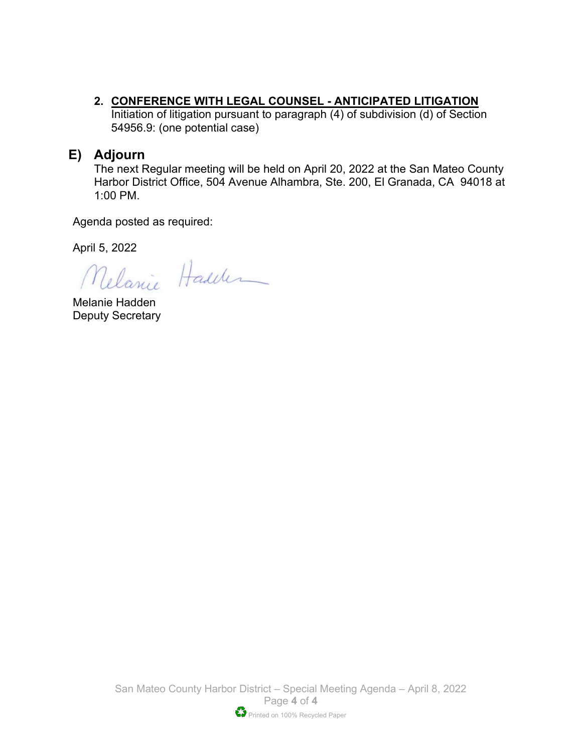2. **CONFERENCE WITH LEGAL COUNSEL - ANTICIPATED LITIGATION**
   Initiation of litigation pursuant to paragraph (4) of subdivision (d) of Section 54956.9: (one potential case)

## E) Adjourn

The next Regular meeting will be held on April 20, 2022 at the San Mateo County Harbor District Office, 504 Avenue Alhambra, Ste. 200, El Granada, CA 94018 at 1:00 PM.

Agenda posted as required:

April 5, 2022

Melanie Hadden

Melanie Hadden
Deputy Secretary